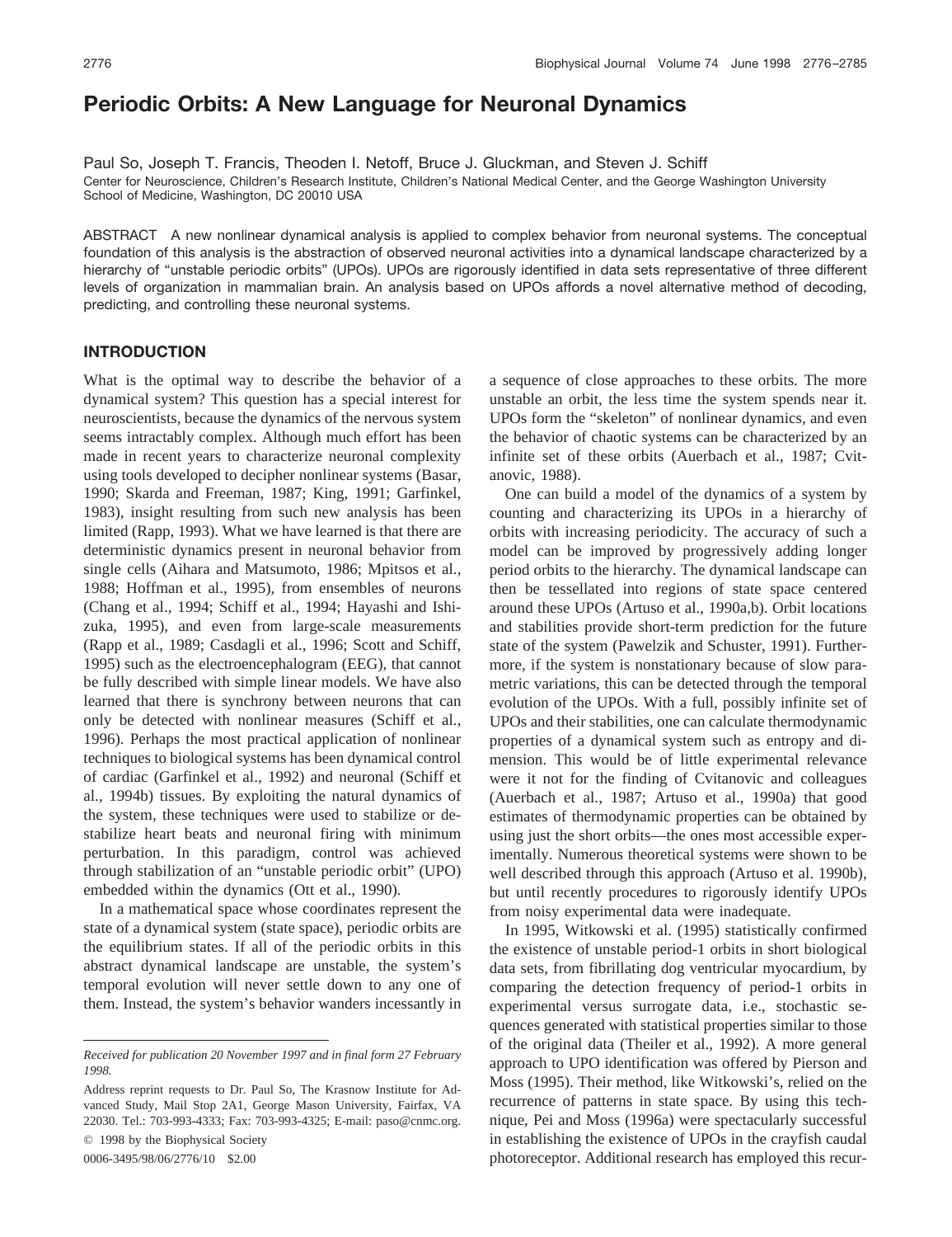# Periodic Orbits: A New Language for Neuronal Dynamics

Paul So, Joseph T. Francis, Theoden I. Netoff, Bruce J. Gluckman, and Steven J. Schiff

Center for Neuroscience, Children's Research Institute, Children's National Medical Center, and the George Washington University School of Medicine, Washington, DC 20010 USA

ABSTRACT A new nonlinear dynamical analysis is applied to complex behavior from neuronal systems. The conceptual foundation of this analysis is the abstraction of observed neuronal activities into a dynamical landscape characterized by a hierarchy of "unstable periodic orbits" (UPOs). UPOs are rigorously identified in data sets representative of three different levels of organization in mammalian brain. An analysis based on UPOs affords a novel alternative method of decoding, predicting, and controlling these neuronal systems.

## INTRODUCTION

What is the optimal way to describe the behavior of a dynamical system? This question has a special interest for neuroscientists, because the dynamics of the nervous system seems intractably complex. Although much effort has been made in recent years to characterize neuronal complexity using tools developed to decipher nonlinear systems (Basar, 1990; Skarda and Freeman, 1987; King, 1991; Garfinkel, 1983), insight resulting from such new analysis has been limited (Rapp, 1993). What we have learned is that there are deterministic dynamics present in neuronal behavior from single cells (Aihara and Matsumoto, 1986; Mpitsos et al., 1988; Hoffman et al., 1995), from ensembles of neurons (Chang et al., 1994; Schiff et al., 1994; Hayashi and Ishizuka, 1995), and even from large-scale measurements (Rapp et al., 1989; Casdagli et al., 1996; Scott and Schiff, 1995) such as the electroencephalogram (EEG), that cannot be fully described with simple linear models. We have also learned that there is synchrony between neurons that can only be detected with nonlinear measures (Schiff et al., 1996). Perhaps the most practical application of nonlinear techniques to biological systems has been dynamical control of cardiac (Garfinkel et al., 1992) and neuronal (Schiff et al., 1994b) tissues. By exploiting the natural dynamics of the system, these techniques were used to stabilize or destabilize heart beats and neuronal firing with minimum perturbation. In this paradigm, control was achieved through stabilization of an "unstable periodic orbit" (UPO) embedded within the dynamics (Ott et al., 1990).

In a mathematical space whose coordinates represent the state of a dynamical system (state space), periodic orbits are the equilibrium states. If all of the periodic orbits in this abstract dynamical landscape are unstable, the system's temporal evolution will never settle down to any one of them. Instead, the system's behavior wanders incessantly in a sequence of close approaches to these orbits. The more unstable an orbit, the less time the system spends near it. UPOs form the "skeleton" of nonlinear dynamics, and even the behavior of chaotic systems can be characterized by an infinite set of these orbits (Auerbach et al., 1987; Cvitanovic, 1988).

One can build a model of the dynamics of a system by counting and characterizing its UPOs in a hierarchy of orbits with increasing periodicity. The accuracy of such a model can be improved by progressively adding longer period orbits to the hierarchy. The dynamical landscape can then be tessellated into regions of state space centered around these UPOs (Artuso et al., 1990a,b). Orbit locations and stabilities provide short-term prediction for the future state of the system (Pawelzik and Schuster, 1991). Furthermore, if the system is nonstationary because of slow parametric variations, this can be detected through the temporal evolution of the UPOs. With a full, possibly infinite set of UPOs and their stabilities, one can calculate thermodynamic properties of a dynamical system such as entropy and dimension. This would be of little experimental relevance were it not for the finding of Cvitanovic and colleagues (Auerbach et al., 1987; Artuso et al., 1990a) that good estimates of thermodynamic properties can be obtained by using just the short orbits—the ones most accessible experimentally. Numerous theoretical systems were shown to be well described through this approach (Artuso et al. 1990b), but until recently procedures to rigorously identify UPOs from noisy experimental data were inadequate.

In 1995, Witkowski et al. (1995) statistically confirmed the existence of unstable period-1 orbits in short biological data sets, from fibrillating dog ventricular myocardium, by comparing the detection frequency of period-1 orbits in experimental versus surrogate data, i.e., stochastic sequences generated with statistical properties similar to those of the original data (Theiler et al., 1992). A more general approach to UPO identification was offered by Pierson and Moss (1995). Their method, like Witkowski's, relied on the recurrence of patterns in state space. By using this technique, Pei and Moss (1996a) were spectacularly successful in establishing the existence of UPOs in the crayfish caudal photoreceptor. Additional research has employed this recur-

---

*Received for publication 20 November 1997 and in final form 27 February 1998.*

Address reprint requests to Dr. Paul So, The Krasnow Institute for Advanced Study, Mail Stop 2A1, George Mason University, Fairfax, VA 22030. Tel.: 703-993-4333; Fax: 703-993-4325; E-mail: paso@cnmc.org.

© 1998 by the Biophysical Society

0006-3495/98/06/2776/10 $2.00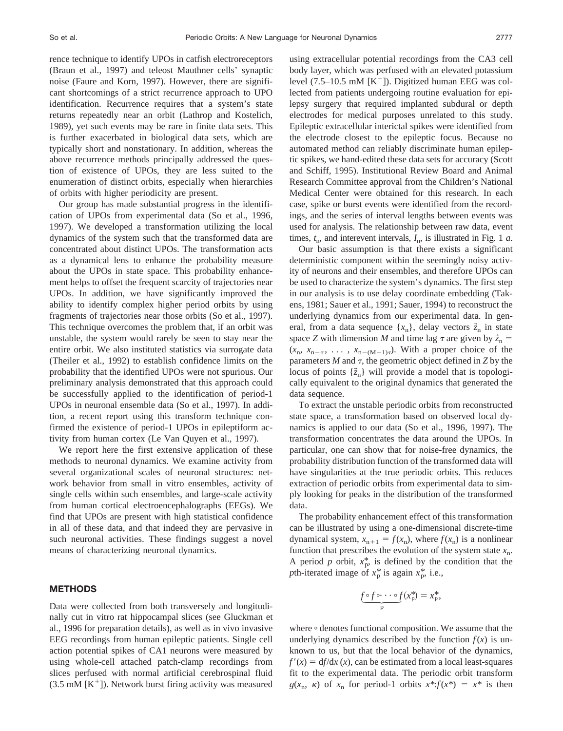rence technique to identify UPOs in catfish electroreceptors (Braun et al., 1997) and teleost Mauthner cells' synaptic noise (Faure and Korn, 1997). However, there are significant shortcomings of a strict recurrence approach to UPO identification. Recurrence requires that a system's state returns repeatedly near an orbit (Lathrop and Kostelich, 1989), yet such events may be rare in finite data sets. This is further exacerbated in biological data sets, which are typically short and nonstationary. In addition, whereas the above recurrence methods principally addressed the question of existence of UPOs, they are less suited to the enumeration of distinct orbits, especially when hierarchies of orbits with higher periodicity are present.

Our group has made substantial progress in the identification of UPOs from experimental data (So et al., 1996, 1997). We developed a transformation utilizing the local dynamics of the system such that the transformed data are concentrated about distinct UPOs. The transformation acts as a dynamical lens to enhance the probability measure about the UPOs in state space. This probability enhancement helps to offset the frequent scarcity of trajectories near UPOs. In addition, we have significantly improved the ability to identify complex higher period orbits by using fragments of trajectories near those orbits (So et al., 1997). This technique overcomes the problem that, if an orbit was unstable, the system would rarely be seen to stay near the entire orbit. We also instituted statistics via surrogate data (Theiler et al., 1992) to establish confidence limits on the probability that the identified UPOs were not spurious. Our preliminary analysis demonstrated that this approach could be successfully applied to the identification of period-1 UPOs in neuronal ensemble data (So et al., 1997). In addition, a recent report using this transform technique confirmed the existence of period-1 UPOs in epileptiform activity from human cortex (Le Van Quyen et al., 1997).

We report here the first extensive application of these methods to neuronal dynamics. We examine activity from several organizational scales of neuronal structures: network behavior from small in vitro ensembles, activity of single cells within such ensembles, and large-scale activity from human cortical electroencephalographs (EEGs). We find that UPOs are present with high statistical confidence in all of these data, and that indeed they are pervasive in such neuronal activities. These findings suggest a novel means of characterizing neuronal dynamics.

## METHODS

Data were collected from both transversely and longitudinally cut in vitro rat hippocampal slices (see Gluckman et al., 1996 for preparation details), as well as in vivo invasive EEG recordings from human epileptic patients. Single cell action potential spikes of CA1 neurons were measured by using whole-cell attached patch-clamp recordings from slices perfused with normal artificial cerebrospinal fluid (3.5 mM $[K^+]$). Network burst firing activity was measured using extracellular potential recordings from the CA3 cell body layer, which was perfused with an elevated potassium level (7.5–10.5 mM $[K^+]$). Digitized human EEG was collected from patients undergoing routine evaluation for epilepsy surgery that required implanted subdural or depth electrodes for medical purposes unrelated to this study. Epileptic extracellular interictal spikes were identified from the electrode closest to the epileptic focus. Because no automated method can reliably discriminate human epileptic spikes, we hand-edited these data sets for accuracy (Scott and Schiff, 1995). Institutional Review Board and Animal Research Committee approval from the Children's National Medical Center were obtained for this research. In each case, spike or burst events were identified from the recordings, and the series of interval lengths between events was used for analysis. The relationship between raw data, event times, $t_n$, and interevent intervals, $I_n$, is illustrated in Fig. 1 *a*.

Our basic assumption is that there exists a significant deterministic component within the seemingly noisy activity of neurons and their ensembles, and therefore UPOs can be used to characterize the system's dynamics. The first step in our analysis is to use delay coordinate embedding (Takens, 1981; Sauer et al., 1991; Sauer, 1994) to reconstruct the underlying dynamics from our experimental data. In general, from a data sequence $\{x_n\}$, delay vectors $\vec{z}_n$ in state space $Z$ with dimension $M$ and time lag $\tau$ are given by $\vec{z}_n = (x_n, x_{n-\tau}, \ldots, x_{n-(M-1)\tau})$. With a proper choice of the parameters $M$ and $\tau$, the geometric object defined in $Z$ by the locus of points $\{\vec{z}_n\}$ will provide a model that is topologically equivalent to the original dynamics that generated the data sequence.

To extract the unstable periodic orbits from reconstructed state space, a transformation based on observed local dynamics is applied to our data (So et al., 1996, 1997). The transformation concentrates the data around the UPOs. In particular, one can show that for noise-free dynamics, the probability distribution function of the transformed data will have singularities at the true periodic orbits. This reduces extraction of periodic orbits from experimental data to simply looking for peaks in the distribution of the transformed data.

The probability enhancement effect of this transformation can be illustrated by using a one-dimensional discrete-time dynamical system, $x_{n+1} = f(x_n)$, where $f(x_n)$ is a nonlinear function that prescribes the evolution of the system state $x_n$. A period $p$ orbit, $x^*_p$, is defined by the condition that the $p$th-iterated image of $x^*_p$ is again $x^*_p$, i.e.,

$$\underbrace{f \circ f \circ \cdots \circ f}_{p}(x^*_p) = x^*_p,$$

where $\circ$ denotes functional composition. We assume that the underlying dynamics described by the function $f(x)$ is unknown to us, but that the local behavior of the dynamics, $f'(x) = \mathrm{d}f/\mathrm{d}x\,(x)$, can be estimated from a local least-squares fit to the experimental data. The periodic orbit transform $g(x_n, \kappa)$ of $x_n$ for period-1 orbits $x^*: f(x^*) = x^*$ is then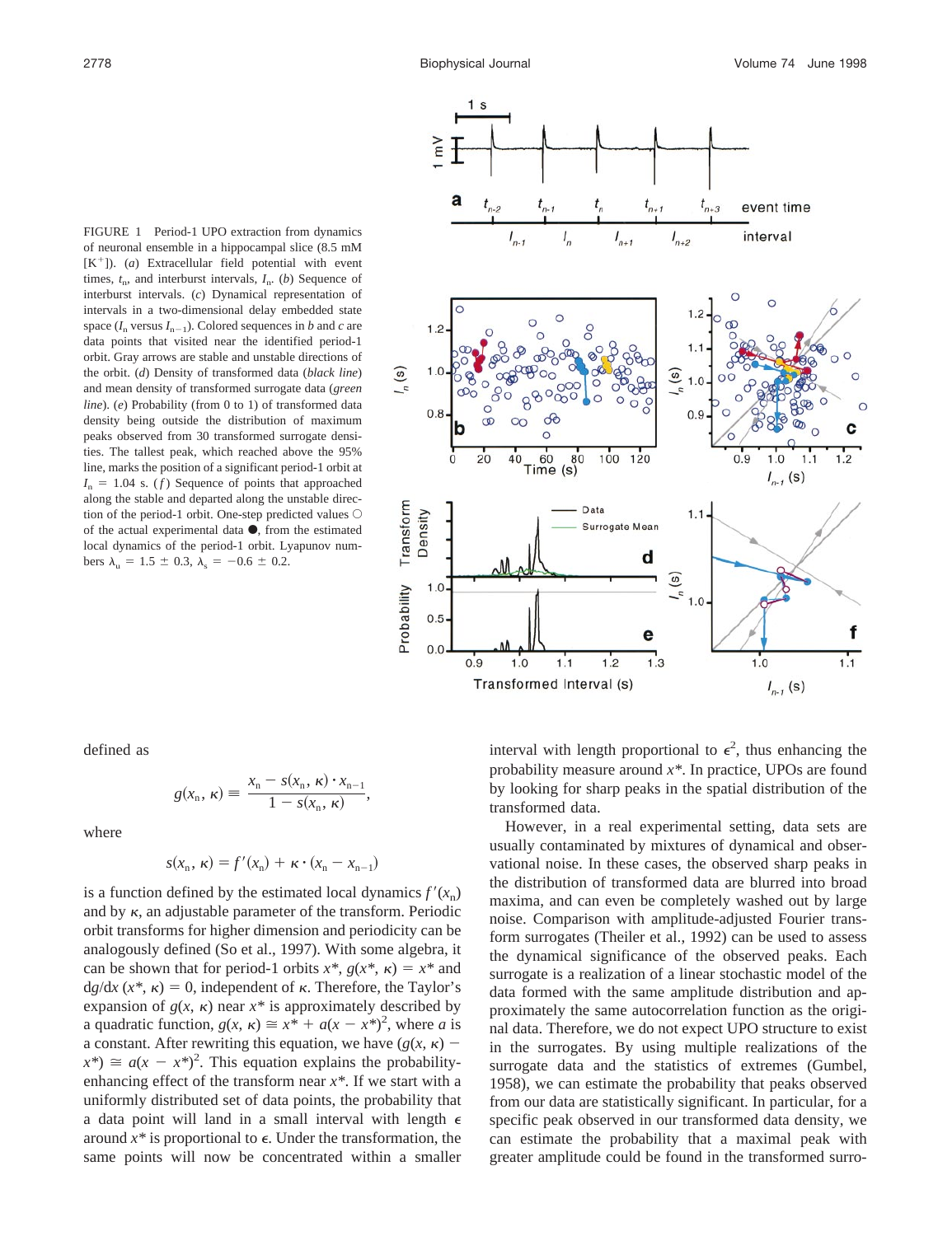FIGURE 1 Period-1 UPO extraction from dynamics of neuronal ensemble in a hippocampal slice (8.5 mM [$K^+$]). (*a*) Extracellular field potential with event times, $t_n$, and interburst intervals, $I_n$. (*b*) Sequence of interburst intervals. (*c*) Dynamical representation of intervals in a two-dimensional delay embedded state space ($I_n$ versus $I_{n-1}$). Colored sequences in *b* and *c* are data points that visited near the identified period-1 orbit. Gray arrows are stable and unstable directions of the orbit. (*d*) Density of transformed data (*black line*) and mean density of transformed surrogate data (*green line*). (*e*) Probability (from 0 to 1) of transformed data density being outside the distribution of maximum peaks observed from 30 transformed surrogate densities. The tallest peak, which reached above the 95% line, marks the position of a significant period-1 orbit at $I_n$ = 1.04 s. (*f*) Sequence of points that approached along the stable and departed along the unstable direction of the period-1 orbit. One-step predicted values ○ of the actual experimental data ●, from the estimated local dynamics of the period-1 orbit. Lyapunov numbers $\lambda_u$ = 1.5 ± 0.3, $\lambda_s$ = −0.6 ± 0.2.

defined as

$$g(x_n, \kappa) \equiv \frac{x_n - s(x_n, \kappa) \cdot x_{n-1}}{1 - s(x_n, \kappa)},$$

where

$$s(x_n, \kappa) = f'(x_n) + \kappa \cdot (x_n - x_{n-1})$$

is a function defined by the estimated local dynamics $f'(x_n)$ and by $\kappa$, an adjustable parameter of the transform. Periodic orbit transforms for higher dimension and periodicity can be analogously defined (So et al., 1997). With some algebra, it can be shown that for period-1 orbits $x^*$, $g(x^*, \kappa) = x^*$ and $dg/dx\,(x^*, \kappa) = 0$, independent of $\kappa$. Therefore, the Taylor's expansion of $g(x, \kappa)$ near $x^*$ is approximately described by a quadratic function, $g(x, \kappa) \cong x^* + a(x - x^*)^2$, where $a$ is a constant. After rewriting this equation, we have $(g(x, \kappa) - x^*) \cong a(x - x^*)^2$. This equation explains the probability-enhancing effect of the transform near $x^*$. If we start with a uniformly distributed set of data points, the probability that a data point will land in a small interval with length $\epsilon$ around $x^*$ is proportional to $\epsilon$. Under the transformation, the same points will now be concentrated within a smaller interval with length proportional to $\epsilon^2$, thus enhancing the probability measure around $x^*$. In practice, UPOs are found by looking for sharp peaks in the spatial distribution of the transformed data.

However, in a real experimental setting, data sets are usually contaminated by mixtures of dynamical and observational noise. In these cases, the observed sharp peaks in the distribution of transformed data are blurred into broad maxima, and can even be completely washed out by large noise. Comparison with amplitude-adjusted Fourier transform surrogates (Theiler et al., 1992) can be used to assess the dynamical significance of the observed peaks. Each surrogate is a realization of a linear stochastic model of the data formed with the same amplitude distribution and approximately the same autocorrelation function as the original data. Therefore, we do not expect UPO structure to exist in the surrogates. By using multiple realizations of the surrogate data and the statistics of extremes (Gumbel, 1958), we can estimate the probability that peaks observed from our data are statistically significant. In particular, for a specific peak observed in our transformed data density, we can estimate the probability that a maximal peak with greater amplitude could be found in the transformed surro-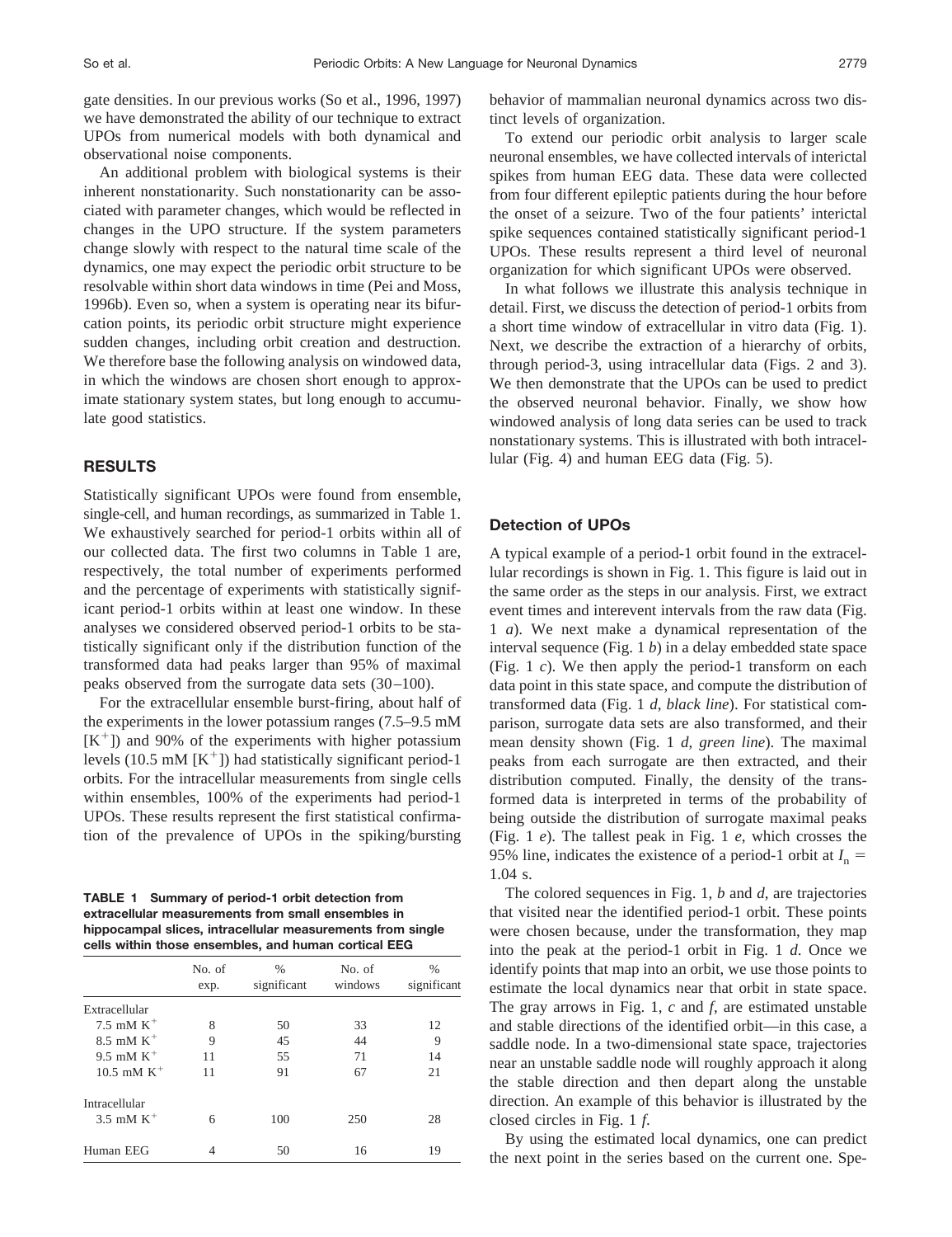gate densities. In our previous works (So et al., 1996, 1997) we have demonstrated the ability of our technique to extract UPOs from numerical models with both dynamical and observational noise components.

An additional problem with biological systems is their inherent nonstationarity. Such nonstationarity can be associated with parameter changes, which would be reflected in changes in the UPO structure. If the system parameters change slowly with respect to the natural time scale of the dynamics, one may expect the periodic orbit structure to be resolvable within short data windows in time (Pei and Moss, 1996b). Even so, when a system is operating near its bifurcation points, its periodic orbit structure might experience sudden changes, including orbit creation and destruction. We therefore base the following analysis on windowed data, in which the windows are chosen short enough to approximate stationary system states, but long enough to accumulate good statistics.

## RESULTS

Statistically significant UPOs were found from ensemble, single-cell, and human recordings, as summarized in Table 1. We exhaustively searched for period-1 orbits within all of our collected data. The first two columns in Table 1 are, respectively, the total number of experiments performed and the percentage of experiments with statistically significant period-1 orbits within at least one window. In these analyses we considered observed period-1 orbits to be statistically significant only if the distribution function of the transformed data had peaks larger than 95% of maximal peaks observed from the surrogate data sets (30–100).

For the extracellular ensemble burst-firing, about half of the experiments in the lower potassium ranges (7.5–9.5 mM $[K^+]$) and 90% of the experiments with higher potassium levels (10.5 mM $[K^+]$) had statistically significant period-1 orbits. For the intracellular measurements from single cells within ensembles, 100% of the experiments had period-1 UPOs. These results represent the first statistical confirmation of the prevalence of UPOs in the spiking/bursting behavior of mammalian neuronal dynamics across two distinct levels of organization.

To extend our periodic orbit analysis to larger scale neuronal ensembles, we have collected intervals of interictal spikes from human EEG data. These data were collected from four different epileptic patients during the hour before the onset of a seizure. Two of the four patients' interictal spike sequences contained statistically significant period-1 UPOs. These results represent a third level of neuronal organization for which significant UPOs were observed.

In what follows we illustrate this analysis technique in detail. First, we discuss the detection of period-1 orbits from a short time window of extracellular in vitro data (Fig. 1). Next, we describe the extraction of a hierarchy of orbits, through period-3, using intracellular data (Figs. 2 and 3). We then demonstrate that the UPOs can be used to predict the observed neuronal behavior. Finally, we show how windowed analysis of long data series can be used to track nonstationary systems. This is illustrated with both intracellular (Fig. 4) and human EEG data (Fig. 5).

**TABLE 1 Summary of period-1 orbit detection from extracellular measurements from small ensembles in hippocampal slices, intracellular measurements from single cells within those ensembles, and human cortical EEG**

| | No. of exp. | % significant | No. of windows | % significant |
|---|---|---|---|---|
| Extracellular | | | | |
| 7.5 mM $K^+$ | 8 | 50 | 33 | 12 |
| 8.5 mM $K^+$ | 9 | 45 | 44 | 9 |
| 9.5 mM $K^+$ | 11 | 55 | 71 | 14 |
| 10.5 mM $K^+$ | 11 | 91 | 67 | 21 |
| Intracellular | | | | |
| 3.5 mM $K^+$ | 6 | 100 | 250 | 28 |
| Human EEG | 4 | 50 | 16 | 19 |

### Detection of UPOs

A typical example of a period-1 orbit found in the extracellular recordings is shown in Fig. 1. This figure is laid out in the same order as the steps in our analysis. First, we extract event times and interevent intervals from the raw data (Fig. 1 *a*). We next make a dynamical representation of the interval sequence (Fig. 1 *b*) in a delay embedded state space (Fig. 1 *c*). We then apply the period-1 transform on each data point in this state space, and compute the distribution of transformed data (Fig. 1 *d*, *black line*). For statistical comparison, surrogate data sets are also transformed, and their mean density shown (Fig. 1 *d*, *green line*). The maximal peaks from each surrogate are then extracted, and their distribution computed. Finally, the density of the transformed data is interpreted in terms of the probability of being outside the distribution of surrogate maximal peaks (Fig. 1 *e*). The tallest peak in Fig. 1 *e*, which crosses the 95% line, indicates the existence of a period-1 orbit at $I_n$ = 1.04 s.

The colored sequences in Fig. 1, *b* and *d*, are trajectories that visited near the identified period-1 orbit. These points were chosen because, under the transformation, they map into the peak at the period-1 orbit in Fig. 1 *d*. Once we identify points that map into an orbit, we use those points to estimate the local dynamics near that orbit in state space. The gray arrows in Fig. 1, *c* and *f*, are estimated unstable and stable directions of the identified orbit—in this case, a saddle node. In a two-dimensional state space, trajectories near an unstable saddle node will roughly approach it along the stable direction and then depart along the unstable direction. An example of this behavior is illustrated by the closed circles in Fig. 1 *f*.

By using the estimated local dynamics, one can predict the next point in the series based on the current one. Spe-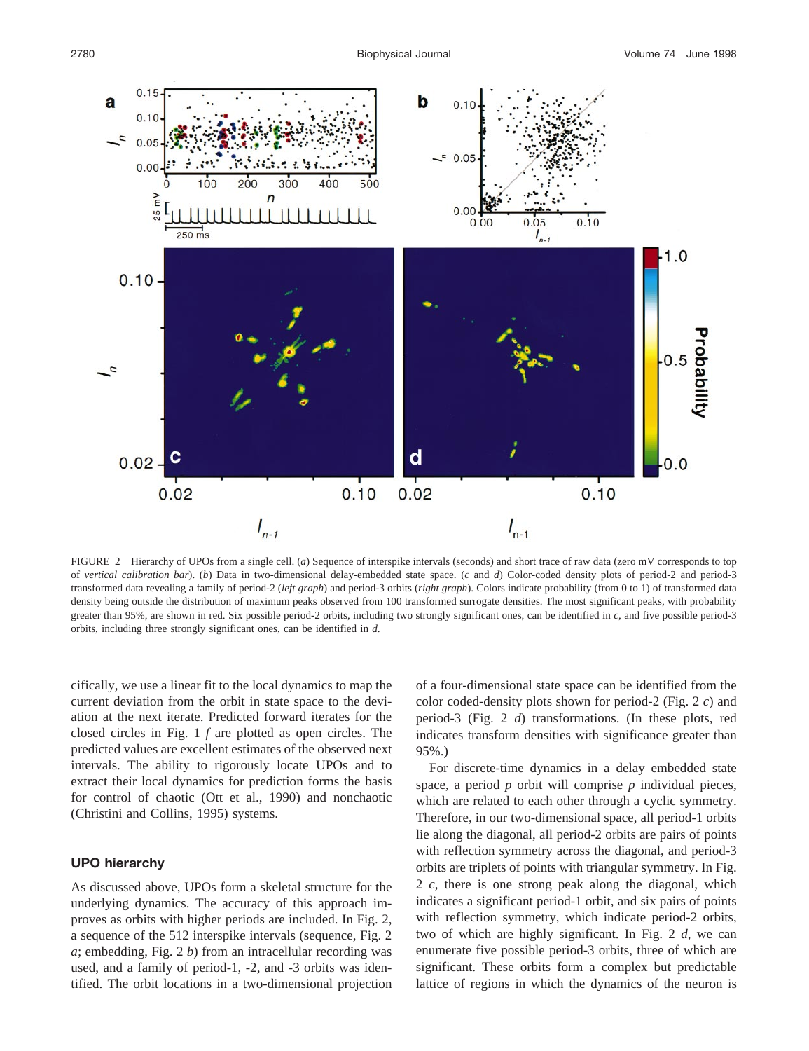FIGURE 2 Hierarchy of UPOs from a single cell. (*a*) Sequence of interspike intervals (seconds) and short trace of raw data (zero mV corresponds to top of *vertical calibration bar*). (*b*) Data in two-dimensional delay-embedded state space. (*c* and *d*) Color-coded density plots of period-2 and period-3 transformed data revealing a family of period-2 (*left graph*) and period-3 orbits (*right graph*). Colors indicate probability (from 0 to 1) of transformed data density being outside the distribution of maximum peaks observed from 100 transformed surrogate densities. The most significant peaks, with probability greater than 95%, are shown in red. Six possible period-2 orbits, including two strongly significant ones, can be identified in *c*, and five possible period-3 orbits, including three strongly significant ones, can be identified in *d*.

cifically, we use a linear fit to the local dynamics to map the current deviation from the orbit in state space to the deviation at the next iterate. Predicted forward iterates for the closed circles in Fig. 1 *f* are plotted as open circles. The predicted values are excellent estimates of the observed next intervals. The ability to rigorously locate UPOs and to extract their local dynamics for prediction forms the basis for control of chaotic (Ott et al., 1990) and nonchaotic (Christini and Collins, 1995) systems.

## UPO hierarchy

As discussed above, UPOs form a skeletal structure for the underlying dynamics. The accuracy of this approach improves as orbits with higher periods are included. In Fig. 2, a sequence of the 512 interspike intervals (sequence, Fig. 2 *a*; embedding, Fig. 2 *b*) from an intracellular recording was used, and a family of period-1, -2, and -3 orbits was identified. The orbit locations in a two-dimensional projection of a four-dimensional state space can be identified from the color coded-density plots shown for period-2 (Fig. 2 *c*) and period-3 (Fig. 2 *d*) transformations. (In these plots, red indicates transform densities with significance greater than 95%.)

For discrete-time dynamics in a delay embedded state space, a period $p$ orbit will comprise $p$ individual pieces, which are related to each other through a cyclic symmetry. Therefore, in our two-dimensional space, all period-1 orbits lie along the diagonal, all period-2 orbits are pairs of points with reflection symmetry across the diagonal, and period-3 orbits are triplets of points with triangular symmetry. In Fig. 2 *c*, there is one strong peak along the diagonal, which indicates a significant period-1 orbit, and six pairs of points with reflection symmetry, which indicate period-2 orbits, two of which are highly significant. In Fig. 2 *d*, we can enumerate five possible period-3 orbits, three of which are significant. These orbits form a complex but predictable lattice of regions in which the dynamics of the neuron is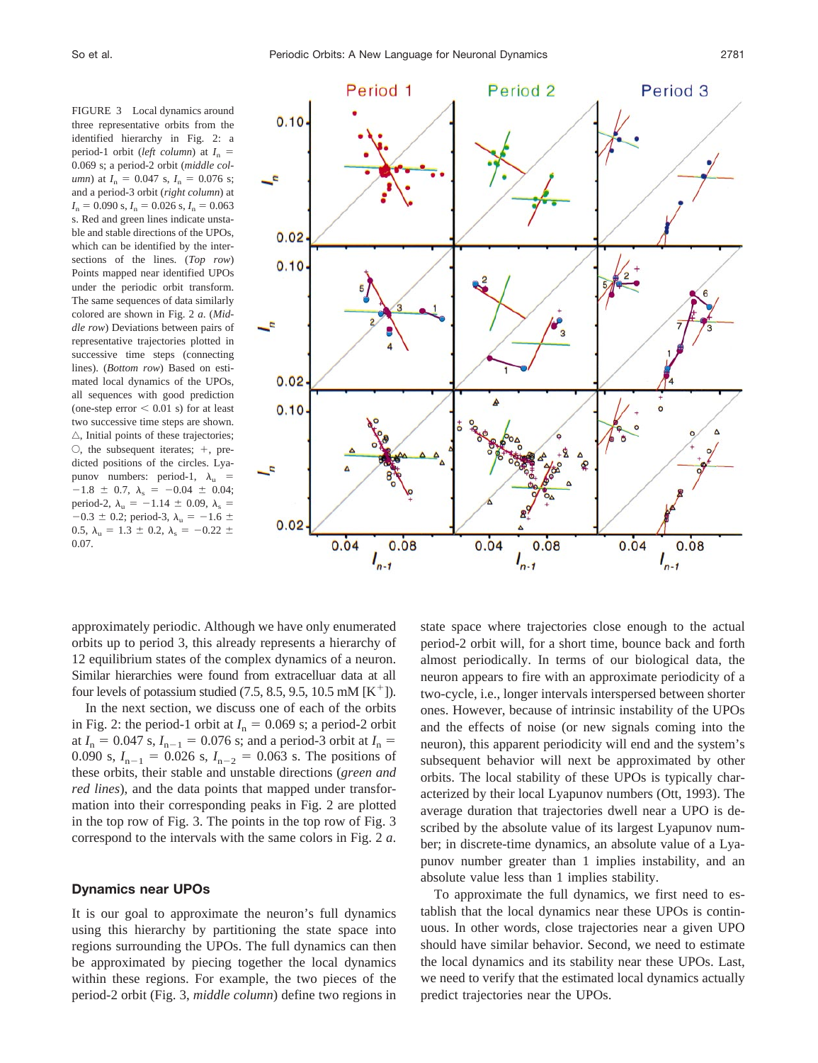FIGURE 3 Local dynamics around three representative orbits from the identified hierarchy in Fig. 2: a period-1 orbit (*left column*) at $I_n$ = 0.069 s; a period-2 orbit (*middle column*) at $I_n$ = 0.047 s, $I_n$ = 0.076 s; and a period-3 orbit (*right column*) at $I_n$ = 0.090 s, $I_n$ = 0.026 s, $I_n$ = 0.063 s. Red and green lines indicate unstable and stable directions of the UPOs, which can be identified by the intersections of the lines. (*Top row*) Points mapped near identified UPOs under the periodic orbit transform. The same sequences of data similarly colored are shown in Fig. 2 *a*. (*Middle row*) Deviations between pairs of representative trajectories plotted in successive time steps (connecting lines). (*Bottom row*) Based on estimated local dynamics of the UPOs, all sequences with good prediction (one-step error < 0.01 s) for at least two successive time steps are shown. △, Initial points of these trajectories; ○, the subsequent iterates; +, predicted positions of the circles. Lyapunov numbers: period-1, $\lambda_u$ = $-1.8 \pm 0.7$, $\lambda_s$ = $-0.04 \pm 0.04$; period-2, $\lambda_u$ = $-1.14 \pm 0.09$, $\lambda_s$ = $-0.3 \pm 0.2$; period-3, $\lambda_u$ = $-1.6 \pm 0.5$, $\lambda_u$ = $1.3 \pm 0.2$, $\lambda_s$ = $-0.22 \pm 0.07$.

approximately periodic. Although we have only enumerated orbits up to period 3, this already represents a hierarchy of 12 equilibrium states of the complex dynamics of a neuron. Similar hierarchies were found from extracelluar data at all four levels of potassium studied (7.5, 8.5, 9.5, 10.5 mM [$K^+$]).

In the next section, we discuss one of each of the orbits in Fig. 2: the period-1 orbit at $I_n$ = 0.069 s; a period-2 orbit at $I_n$ = 0.047 s, $I_{n-1}$ = 0.076 s; and a period-3 orbit at $I_n$ = 0.090 s, $I_{n-1}$ = 0.026 s, $I_{n-2}$ = 0.063 s. The positions of these orbits, their stable and unstable directions (*green and red lines*), and the data points that mapped under transformation into their corresponding peaks in Fig. 2 are plotted in the top row of Fig. 3. The points in the top row of Fig. 3 correspond to the intervals with the same colors in Fig. 2 *a*.

## Dynamics near UPOs

It is our goal to approximate the neuron's full dynamics using this hierarchy by partitioning the state space into regions surrounding the UPOs. The full dynamics can then be approximated by piecing together the local dynamics within these regions. For example, the two pieces of the period-2 orbit (Fig. 3, *middle column*) define two regions in state space where trajectories close enough to the actual period-2 orbit will, for a short time, bounce back and forth almost periodically. In terms of our biological data, the neuron appears to fire with an approximate periodicity of a two-cycle, i.e., longer intervals interspersed between shorter ones. However, because of intrinsic instability of the UPOs and the effects of noise (or new signals coming into the neuron), this apparent periodicity will end and the system's subsequent behavior will next be approximated by other orbits. The local stability of these UPOs is typically characterized by their local Lyapunov numbers (Ott, 1993). The average duration that trajectories dwell near a UPO is described by the absolute value of its largest Lyapunov number; in discrete-time dynamics, an absolute value of a Lyapunov number greater than 1 implies instability, and an absolute value less than 1 implies stability.

To approximate the full dynamics, we first need to establish that the local dynamics near these UPOs is continuous. In other words, close trajectories near a given UPO should have similar behavior. Second, we need to estimate the local dynamics and its stability near these UPOs. Last, we need to verify that the estimated local dynamics actually predict trajectories near the UPOs.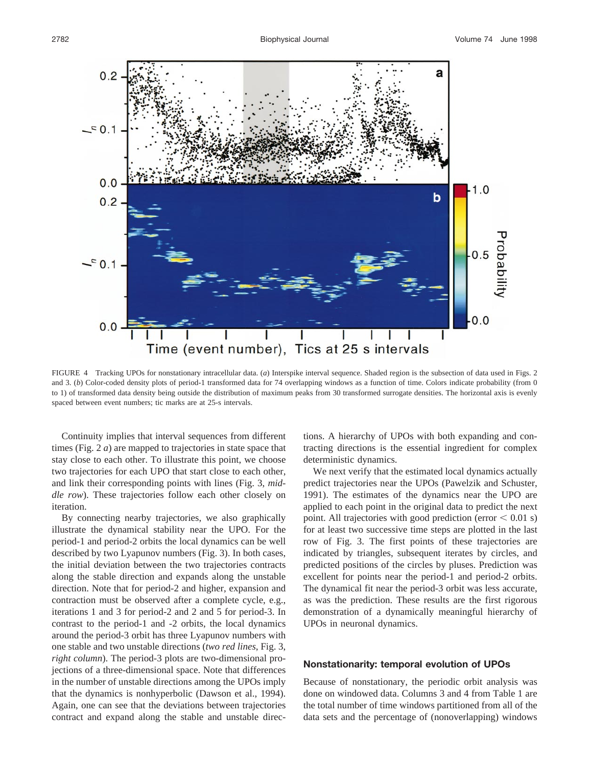FIGURE 4 Tracking UPOs for nonstationary intracellular data. (*a*) Interspike interval sequence. Shaded region is the subsection of data used in Figs. 2 and 3. (*b*) Color-coded density plots of period-1 transformed data for 74 overlapping windows as a function of time. Colors indicate probability (from 0 to 1) of transformed data density being outside the distribution of maximum peaks from 30 transformed surrogate densities. The horizontal axis is evenly spaced between event numbers; tic marks are at 25-s intervals.

Continuity implies that interval sequences from different times (Fig. 2 *a*) are mapped to trajectories in state space that stay close to each other. To illustrate this point, we choose two trajectories for each UPO that start close to each other, and link their corresponding points with lines (Fig. 3, *middle row*). These trajectories follow each other closely on iteration.

By connecting nearby trajectories, we also graphically illustrate the dynamical stability near the UPO. For the period-1 and period-2 orbits the local dynamics can be well described by two Lyapunov numbers (Fig. 3). In both cases, the initial deviation between the two trajectories contracts along the stable direction and expands along the unstable direction. Note that for period-2 and higher, expansion and contraction must be observed after a complete cycle, e.g., iterations 1 and 3 for period-2 and 2 and 5 for period-3. In contrast to the period-1 and -2 orbits, the local dynamics around the period-3 orbit has three Lyapunov numbers with one stable and two unstable directions (*two red lines*, Fig. 3, *right column*). The period-3 plots are two-dimensional projections of a three-dimensional space. Note that differences in the number of unstable directions among the UPOs imply that the dynamics is nonhyperbolic (Dawson et al., 1994). Again, one can see that the deviations between trajectories contract and expand along the stable and unstable directions. A hierarchy of UPOs with both expanding and contracting directions is the essential ingredient for complex deterministic dynamics.

We next verify that the estimated local dynamics actually predict trajectories near the UPOs (Pawelzik and Schuster, 1991). The estimates of the dynamics near the UPO are applied to each point in the original data to predict the next point. All trajectories with good prediction (error $< 0.01$ s) for at least two successive time steps are plotted in the last row of Fig. 3. The first points of these trajectories are indicated by triangles, subsequent iterates by circles, and predicted positions of the circles by pluses. Prediction was excellent for points near the period-1 and period-2 orbits. The dynamical fit near the period-3 orbit was less accurate, as was the prediction. These results are the first rigorous demonstration of a dynamically meaningful hierarchy of UPOs in neuronal dynamics.

### Nonstationarity: temporal evolution of UPOs

Because of nonstationary, the periodic orbit analysis was done on windowed data. Columns 3 and 4 from Table 1 are the total number of time windows partitioned from all of the data sets and the percentage of (nonoverlapping) windows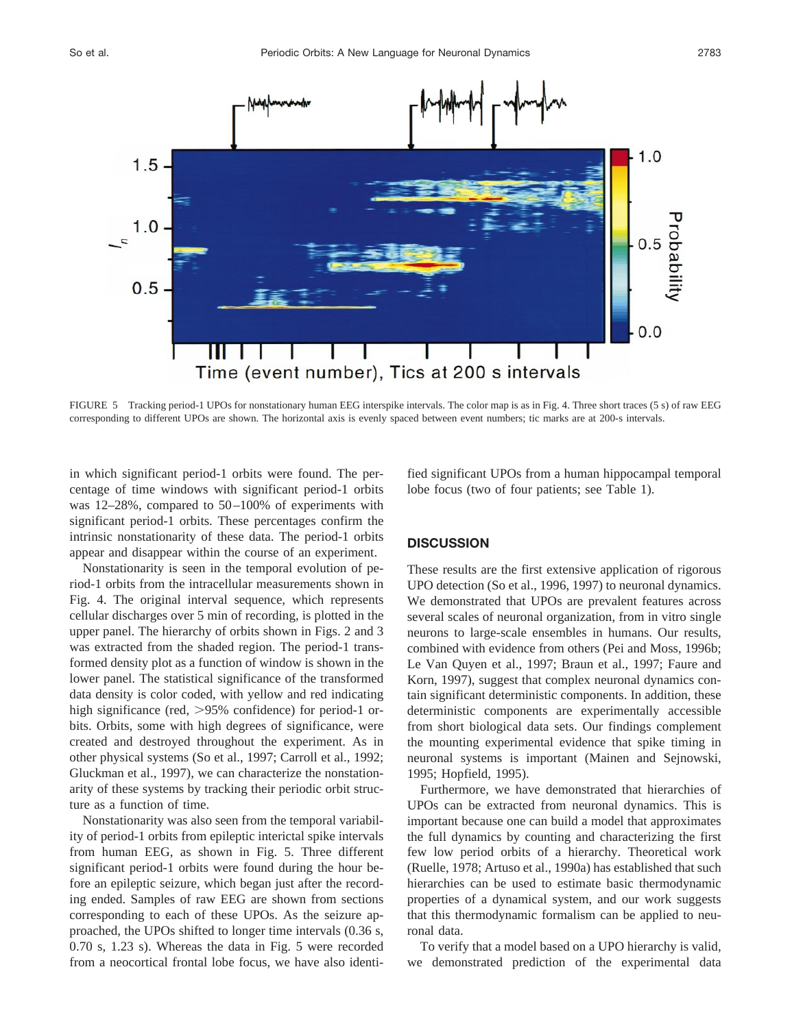FIGURE 5 Tracking period-1 UPOs for nonstationary human EEG interspike intervals. The color map is as in Fig. 4. Three short traces (5 s) of raw EEG corresponding to different UPOs are shown. The horizontal axis is evenly spaced between event numbers; tic marks are at 200-s intervals.

in which significant period-1 orbits were found. The percentage of time windows with significant period-1 orbits was 12–28%, compared to 50–100% of experiments with significant period-1 orbits. These percentages confirm the intrinsic nonstationarity of these data. The period-1 orbits appear and disappear within the course of an experiment.

Nonstationarity is seen in the temporal evolution of period-1 orbits from the intracellular measurements shown in Fig. 4. The original interval sequence, which represents cellular discharges over 5 min of recording, is plotted in the upper panel. The hierarchy of orbits shown in Figs. 2 and 3 was extracted from the shaded region. The period-1 transformed density plot as a function of window is shown in the lower panel. The statistical significance of the transformed data density is color coded, with yellow and red indicating high significance (red, >95% confidence) for period-1 orbits. Orbits, some with high degrees of significance, were created and destroyed throughout the experiment. As in other physical systems (So et al., 1997; Carroll et al., 1992; Gluckman et al., 1997), we can characterize the nonstationarity of these systems by tracking their periodic orbit structure as a function of time.

Nonstationarity was also seen from the temporal variability of period-1 orbits from epileptic interictal spike intervals from human EEG, as shown in Fig. 5. Three different significant period-1 orbits were found during the hour before an epileptic seizure, which began just after the recording ended. Samples of raw EEG are shown from sections corresponding to each of these UPOs. As the seizure approached, the UPOs shifted to longer time intervals (0.36 s, 0.70 s, 1.23 s). Whereas the data in Fig. 5 were recorded from a neocortical frontal lobe focus, we have also identified significant UPOs from a human hippocampal temporal lobe focus (two of four patients; see Table 1).

## DISCUSSION

These results are the first extensive application of rigorous UPO detection (So et al., 1996, 1997) to neuronal dynamics. We demonstrated that UPOs are prevalent features across several scales of neuronal organization, from in vitro single neurons to large-scale ensembles in humans. Our results, combined with evidence from others (Pei and Moss, 1996b; Le Van Quyen et al., 1997; Braun et al., 1997; Faure and Korn, 1997), suggest that complex neuronal dynamics contain significant deterministic components. In addition, these deterministic components are experimentally accessible from short biological data sets. Our findings complement the mounting experimental evidence that spike timing in neuronal systems is important (Mainen and Sejnowski, 1995; Hopfield, 1995).

Furthermore, we have demonstrated that hierarchies of UPOs can be extracted from neuronal dynamics. This is important because one can build a model that approximates the full dynamics by counting and characterizing the first few low period orbits of a hierarchy. Theoretical work (Ruelle, 1978; Artuso et al., 1990a) has established that such hierarchies can be used to estimate basic thermodynamic properties of a dynamical system, and our work suggests that this thermodynamic formalism can be applied to neuronal data.

To verify that a model based on a UPO hierarchy is valid, we demonstrated prediction of the experimental data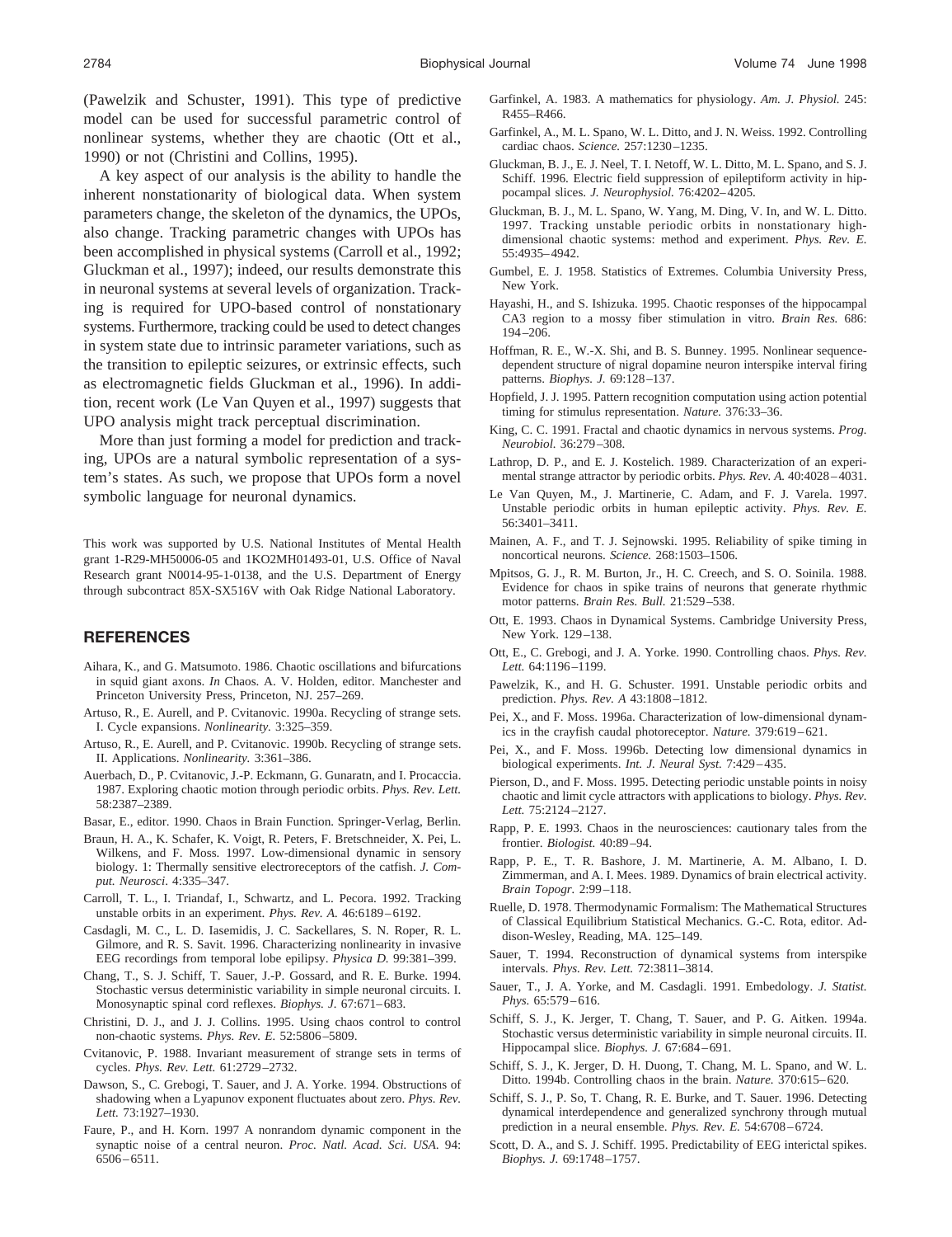(Pawelzik and Schuster, 1991). This type of predictive model can be used for successful parametric control of nonlinear systems, whether they are chaotic (Ott et al., 1990) or not (Christini and Collins, 1995).

A key aspect of our analysis is the ability to handle the inherent nonstationarity of biological data. When system parameters change, the skeleton of the dynamics, the UPOs, also change. Tracking parametric changes with UPOs has been accomplished in physical systems (Carroll et al., 1992; Gluckman et al., 1997); indeed, our results demonstrate this in neuronal systems at several levels of organization. Tracking is required for UPO-based control of nonstationary systems. Furthermore, tracking could be used to detect changes in system state due to intrinsic parameter variations, such as the transition to epileptic seizures, or extrinsic effects, such as electromagnetic fields Gluckman et al., 1996). In addition, recent work (Le Van Quyen et al., 1997) suggests that UPO analysis might track perceptual discrimination.

More than just forming a model for prediction and tracking, UPOs are a natural symbolic representation of a system's states. As such, we propose that UPOs form a novel symbolic language for neuronal dynamics.

This work was supported by U.S. National Institutes of Mental Health grant 1-R29-MH50006-05 and 1KO2MH01493-01, U.S. Office of Naval Research grant N0014-95-1-0138, and the U.S. Department of Energy through subcontract 85X-SX516V with Oak Ridge National Laboratory.

## REFERENCES

Aihara, K., and G. Matsumoto. 1986. Chaotic oscillations and bifurcations in squid giant axons. *In* Chaos. A. V. Holden, editor. Manchester and Princeton University Press, Princeton, NJ. 257–269.

Artuso, R., E. Aurell, and P. Cvitanovic. 1990a. Recycling of strange sets. I. Cycle expansions. *Nonlinearity.* 3:325–359.

Artuso, R., E. Aurell, and P. Cvitanovic. 1990b. Recycling of strange sets. II. Applications. *Nonlinearity.* 3:361–386.

Auerbach, D., P. Cvitanovic, J.-P. Eckmann, G. Gunaratn, and I. Procaccia. 1987. Exploring chaotic motion through periodic orbits. *Phys. Rev. Lett.* 58:2387–2389.

Basar, E., editor. 1990. Chaos in Brain Function. Springer-Verlag, Berlin.

Braun, H. A., K. Schafer, K. Voigt, R. Peters, F. Bretschneider, X. Pei, L. Wilkens, and F. Moss. 1997. Low-dimensional dynamic in sensory biology. 1: Thermally sensitive electroreceptors of the catfish. *J. Comput. Neurosci.* 4:335–347.

Carroll, T. L., I. Triandaf, I., Schwartz, and L. Pecora. 1992. Tracking unstable orbits in an experiment. *Phys. Rev. A.* 46:6189–6192.

Casdagli, M. C., L. D. Iasemidis, J. C. Sackellares, S. N. Roper, R. L. Gilmore, and R. S. Savit. 1996. Characterizing nonlinearity in invasive EEG recordings from temporal lobe epilipsy. *Physica D.* 99:381–399.

Chang, T., S. J. Schiff, T. Sauer, J.-P. Gossard, and R. E. Burke. 1994. Stochastic versus deterministic variability in simple neuronal circuits. I. Monosynaptic spinal cord reflexes. *Biophys. J.* 67:671–683.

Christini, D. J., and J. J. Collins. 1995. Using chaos control to control non-chaotic systems. *Phys. Rev. E.* 52:5806–5809.

Cvitanovic, P. 1988. Invariant measurement of strange sets in terms of cycles. *Phys. Rev. Lett.* 61:2729–2732.

Dawson, S., C. Grebogi, T. Sauer, and J. A. Yorke. 1994. Obstructions of shadowing when a Lyapunov exponent fluctuates about zero. *Phys. Rev. Lett.* 73:1927–1930.

Faure, P., and H. Korn. 1997 A nonrandom dynamic component in the synaptic noise of a central neuron. *Proc. Natl. Acad. Sci. USA.* 94: 6506–6511.

Garfinkel, A. 1983. A mathematics for physiology. *Am. J. Physiol.* 245: R455–R466.

Garfinkel, A., M. L. Spano, W. L. Ditto, and J. N. Weiss. 1992. Controlling cardiac chaos. *Science.* 257:1230–1235.

Gluckman, B. J., E. J. Neel, T. I. Netoff, W. L. Ditto, M. L. Spano, and S. J. Schiff. 1996. Electric field suppression of epileptiform activity in hippocampal slices. *J. Neurophysiol.* 76:4202–4205.

Gluckman, B. J., M. L. Spano, W. Yang, M. Ding, V. In, and W. L. Ditto. 1997. Tracking unstable periodic orbits in nonstationary high-dimensional chaotic systems: method and experiment. *Phys. Rev. E.* 55:4935–4942.

Gumbel, E. J. 1958. Statistics of Extremes. Columbia University Press, New York.

Hayashi, H., and S. Ishizuka. 1995. Chaotic responses of the hippocampal CA3 region to a mossy fiber stimulation in vitro. *Brain Res.* 686: 194–206.

Hoffman, R. E., W.-X. Shi, and B. S. Bunney. 1995. Nonlinear sequence-dependent structure of nigral dopamine neuron interspike interval firing patterns. *Biophys. J.* 69:128–137.

Hopfield, J. J. 1995. Pattern recognition computation using action potential timing for stimulus representation. *Nature.* 376:33–36.

King, C. C. 1991. Fractal and chaotic dynamics in nervous systems. *Prog. Neurobiol.* 36:279–308.

Lathrop, D. P., and E. J. Kostelich. 1989. Characterization of an experimental strange attractor by periodic orbits. *Phys. Rev. A.* 40:4028–4031.

Le Van Quyen, M., J. Martinerie, C. Adam, and F. J. Varela. 1997. Unstable periodic orbits in human epileptic activity. *Phys. Rev. E.* 56:3401–3411.

Mainen, A. F., and T. J. Sejnowski. 1995. Reliability of spike timing in noncortical neurons. *Science.* 268:1503–1506.

Mpitsos, G. J., R. M. Burton, Jr., H. C. Creech, and S. O. Soinila. 1988. Evidence for chaos in spike trains of neurons that generate rhythmic motor patterns. *Brain Res. Bull.* 21:529–538.

Ott, E. 1993. Chaos in Dynamical Systems. Cambridge University Press, New York. 129–138.

Ott, E., C. Grebogi, and J. A. Yorke. 1990. Controlling chaos. *Phys. Rev. Lett.* 64:1196–1199.

Pawelzik, K., and H. G. Schuster. 1991. Unstable periodic orbits and prediction. *Phys. Rev. A* 43:1808–1812.

Pei, X., and F. Moss. 1996a. Characterization of low-dimensional dynamics in the crayfish caudal photoreceptor. *Nature.* 379:619–621.

Pei, X., and F. Moss. 1996b. Detecting low dimensional dynamics in biological experiments. *Int. J. Neural Syst.* 7:429–435.

Pierson, D., and F. Moss. 1995. Detecting periodic unstable points in noisy chaotic and limit cycle attractors with applications to biology. *Phys. Rev. Lett.* 75:2124–2127.

Rapp, P. E. 1993. Chaos in the neurosciences: cautionary tales from the frontier. *Biologist.* 40:89–94.

Rapp, P. E., T. R. Bashore, J. M. Martinerie, A. M. Albano, I. D. Zimmerman, and A. I. Mees. 1989. Dynamics of brain electrical activity. *Brain Topogr.* 2:99–118.

Ruelle, D. 1978. Thermodynamic Formalism: The Mathematical Structures of Classical Equilibrium Statistical Mechanics. G.-C. Rota, editor. Addison-Wesley, Reading, MA. 125–149.

Sauer, T. 1994. Reconstruction of dynamical systems from interspike intervals. *Phys. Rev. Lett.* 72:3811–3814.

Sauer, T., J. A. Yorke, and M. Casdagli. 1991. Embedology. *J. Statist. Phys.* 65:579–616.

Schiff, S. J., K. Jerger, T. Chang, T. Sauer, and P. G. Aitken. 1994a. Stochastic versus deterministic variability in simple neuronal circuits. II. Hippocampal slice. *Biophys. J.* 67:684–691.

Schiff, S. J., K. Jerger, D. H. Duong, T. Chang, M. L. Spano, and W. L. Ditto. 1994b. Controlling chaos in the brain. *Nature.* 370:615–620.

Schiff, S. J., P. So, T. Chang, R. E. Burke, and T. Sauer. 1996. Detecting dynamical interdependence and generalized synchrony through mutual prediction in a neural ensemble. *Phys. Rev. E.* 54:6708–6724.

Scott, D. A., and S. J. Schiff. 1995. Predictability of EEG interictal spikes. *Biophys. J.* 69:1748–1757.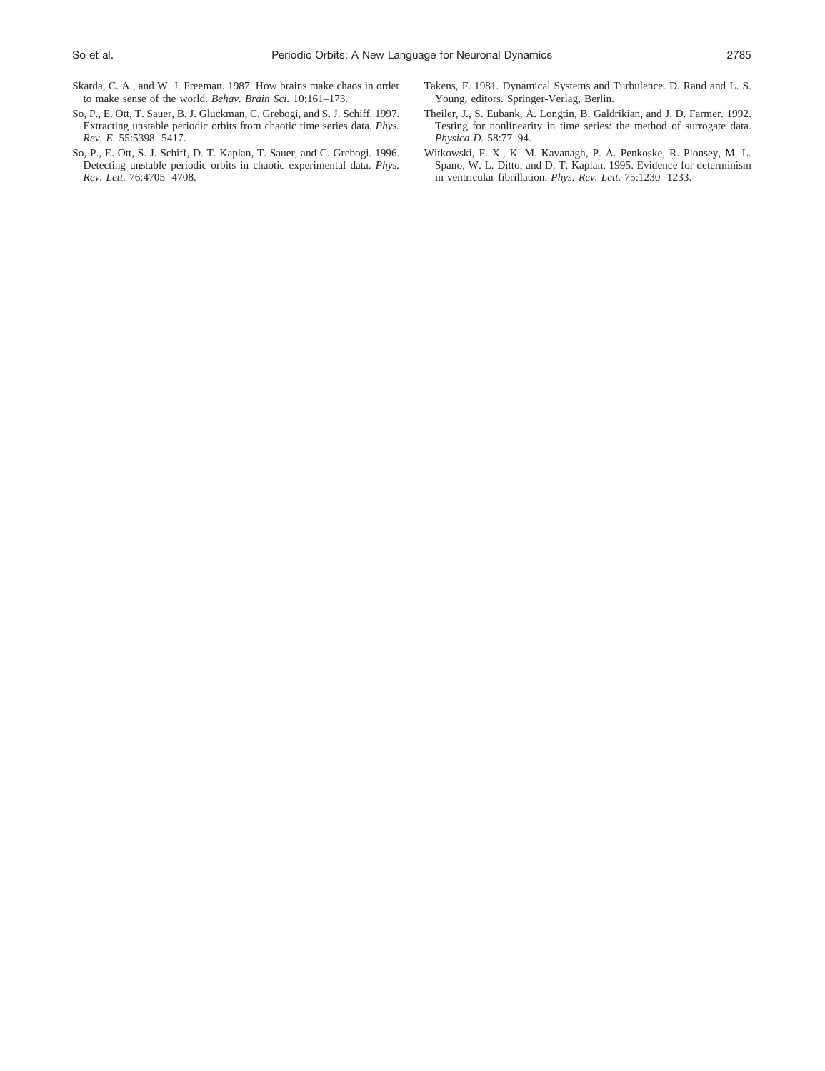Skarda, C. A., and W. J. Freeman. 1987. How brains make chaos in order to make sense of the world. *Behav. Brain Sci.* 10:161–173.

So, P., E. Ott, T. Sauer, B. J. Gluckman, C. Grebogi, and S. J. Schiff. 1997. Extracting unstable periodic orbits from chaotic time series data. *Phys. Rev. E.* 55:5398–5417.

So, P., E. Ott, S. J. Schiff, D. T. Kaplan, T. Sauer, and C. Grebogi. 1996. Detecting unstable periodic orbits in chaotic experimental data. *Phys. Rev. Lett.* 76:4705–4708.

Takens, F. 1981. Dynamical Systems and Turbulence. D. Rand and L. S. Young, editors. Springer-Verlag, Berlin.

Theiler, J., S. Eubank, A. Longtin, B. Galdrikian, and J. D. Farmer. 1992. Testing for nonlinearity in time series: the method of surrogate data. *Physica D.* 58:77–94.

Witkowski, F. X., K. M. Kavanagh, P. A. Penkoske, R. Plonsey, M. L. Spano, W. L. Ditto, and D. T. Kaplan. 1995. Evidence for determinism in ventricular fibrillation. *Phys. Rev. Lett.* 75:1230–1233.